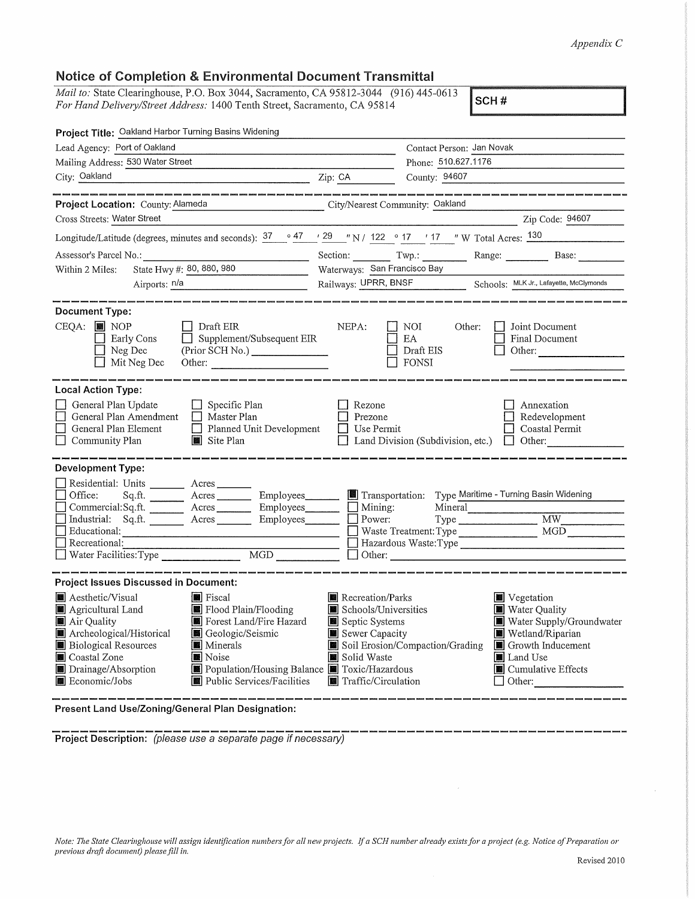*Appendix C*

# Notice of Completion & Environmental Document Transmittal

*Mail to:* State Clearinghouse, P.O. Box 3044, Sacramento, CA 95812-3044 (916) 445-0613
*For Hand Delivery/Street Address:* 1400 Tenth Street, Sacramento, CA 95814

**SCH #**

**Project Title:** Oakland Harbor Turning Basins Widening

Lead Agency: Port of Oakland — Contact Person: Jan Novak

Mailing Address: 530 Water Street — Phone: 510.627.1176

City: Oakland — Zip: CA — County: 94607

**Project Location:** County: Alameda — City/Nearest Community: Oakland

Cross Streets: Water Street — Zip Code: 94607

Longitude/Latitude (degrees, minutes and seconds): 37 ° 47 ′ 29 ″ N / 122 ° 17 ′ 17 ″ W Total Acres: 130

Assessor's Parcel No.: ______ Section: ______ Twp.: ______ Range: ______ Base: ______

Within 2 Miles: State Hwy #: 80, 880, 980 — Waterways: San Francisco Bay

Airports: n/a — Railways: UPRR, BNSF — Schools: MLK Jr., Lafayette, McClymonds

## Document Type:

CEQA: ☒ NOP ☐ Early Cons ☐ Neg Dec ☐ Mit Neg Dec ☐ Draft EIR ☐ Supplement/Subsequent EIR (Prior SCH No.) ______ Other: ______

NEPA: ☐ NOI ☐ EA ☐ Draft EIS ☐ FONSI

Other: ☐ Joint Document ☐ Final Document ☐ Other: ______

## Local Action Type:

☐ General Plan Update ☐ General Plan Amendment ☐ General Plan Element ☐ Community Plan ☐ Specific Plan ☐ Master Plan ☐ Planned Unit Development ☒ Site Plan ☐ Rezone ☐ Prezone ☐ Use Permit ☐ Land Division (Subdivision, etc.) ☐ Annexation ☐ Redevelopment ☐ Coastal Permit ☐ Other: ______

## Development Type:

☐ Residential: Units ______ Acres ______
☐ Office: Sq.ft. ______ Acres ______ Employees ______
☐ Commercial: Sq.ft. ______ Acres ______ Employees ______
☐ Industrial: Sq.ft. ______ Acres ______ Employees ______
☐ Educational: ______
☐ Recreational: ______
☐ Water Facilities: Type ______ MGD ______
☒ Transportation: Type Maritime - Turning Basin Widening
☐ Mining: Mineral ______
☐ Power: Type ______ MW ______
☐ Waste Treatment: Type ______ MGD ______
☐ Hazardous Waste: Type ______
☐ Other: ______

## Project Issues Discussed in Document:

☒ Aesthetic/Visual ☒ Agricultural Land ☒ Air Quality ☒ Archeological/Historical ☒ Biological Resources ☒ Coastal Zone ☒ Drainage/Absorption ☒ Economic/Jobs ☒ Fiscal ☒ Flood Plain/Flooding ☒ Forest Land/Fire Hazard ☒ Geologic/Seismic ☒ Minerals ☒ Noise ☒ Population/Housing Balance ☒ Public Services/Facilities ☒ Recreation/Parks ☒ Schools/Universities ☒ Septic Systems ☒ Sewer Capacity ☒ Soil Erosion/Compaction/Grading ☒ Solid Waste ☒ Toxic/Hazardous ☒ Traffic/Circulation ☒ Vegetation ☒ Water Quality ☒ Water Supply/Groundwater ☒ Wetland/Riparian ☒ Growth Inducement ☒ Land Use ☒ Cumulative Effects ☐ Other: ______

**Present Land Use/Zoning/General Plan Designation:**

**Project Description:** *(please use a separate page if necessary)*

*Note: The State Clearinghouse will assign identification numbers for all new projects. If a SCH number already exists for a project (e.g. Notice of Preparation or previous draft document) please fill in.*

Revised 2010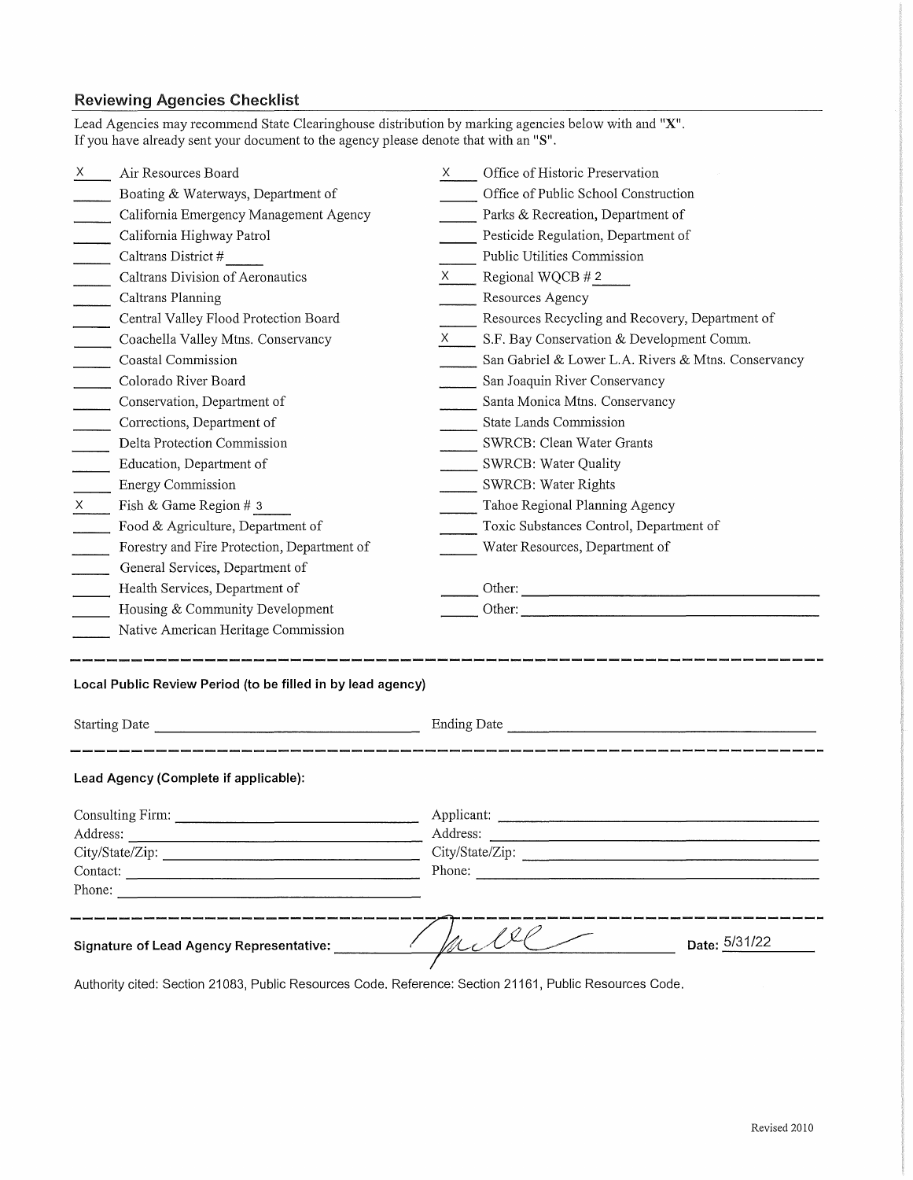## Reviewing Agencies Checklist

Lead Agencies may recommend State Clearinghouse distribution by marking agencies below with and "**X**".
If you have already sent your document to the agency please denote that with an "**S**".

- X ___ Air Resources Board
- ___ Boating & Waterways, Department of
- ___ California Emergency Management Agency
- ___ California Highway Patrol
- ___ Caltrans District # ___
- ___ Caltrans Division of Aeronautics
- ___ Caltrans Planning
- ___ Central Valley Flood Protection Board
- ___ Coachella Valley Mtns. Conservancy
- ___ Coastal Commission
- ___ Colorado River Board
- ___ Conservation, Department of
- ___ Corrections, Department of
- ___ Delta Protection Commission
- ___ Education, Department of
- ___ Energy Commission
- X ___ Fish & Game Region # 3
- ___ Food & Agriculture, Department of
- ___ Forestry and Fire Protection, Department of
- ___ General Services, Department of
- ___ Health Services, Department of
- ___ Housing & Community Development
- ___ Native American Heritage Commission
- X ___ Office of Historic Preservation
- ___ Office of Public School Construction
- ___ Parks & Recreation, Department of
- ___ Pesticide Regulation, Department of
- ___ Public Utilities Commission
- X ___ Regional WQCB # 2
- ___ Resources Agency
- ___ Resources Recycling and Recovery, Department of
- X ___ S.F. Bay Conservation & Development Comm.
- ___ San Gabriel & Lower L.A. Rivers & Mtns. Conservancy
- ___ San Joaquin River Conservancy
- ___ Santa Monica Mtns. Conservancy
- ___ State Lands Commission
- ___ SWRCB: Clean Water Grants
- ___ SWRCB: Water Quality
- ___ SWRCB: Water Rights
- ___ Tahoe Regional Planning Agency
- ___ Toxic Substances Control, Department of
- ___ Water Resources, Department of
- ___ Other: ___
- ___ Other: ___

---

**Local Public Review Period (to be filled in by lead agency)**

Starting Date ___ Ending Date ___

---

**Lead Agency (Complete if applicable):**

Consulting Firm: ___
Address: ___
City/State/Zip: ___
Contact: ___
Phone: ___

Applicant: ___
Address: ___
City/State/Zip: ___
Phone: ___

---

**Signature of Lead Agency Representative:** [signature] **Date:** 5/31/22

Authority cited: Section 21083, Public Resources Code. Reference: Section 21161, Public Resources Code.

Revised 2010